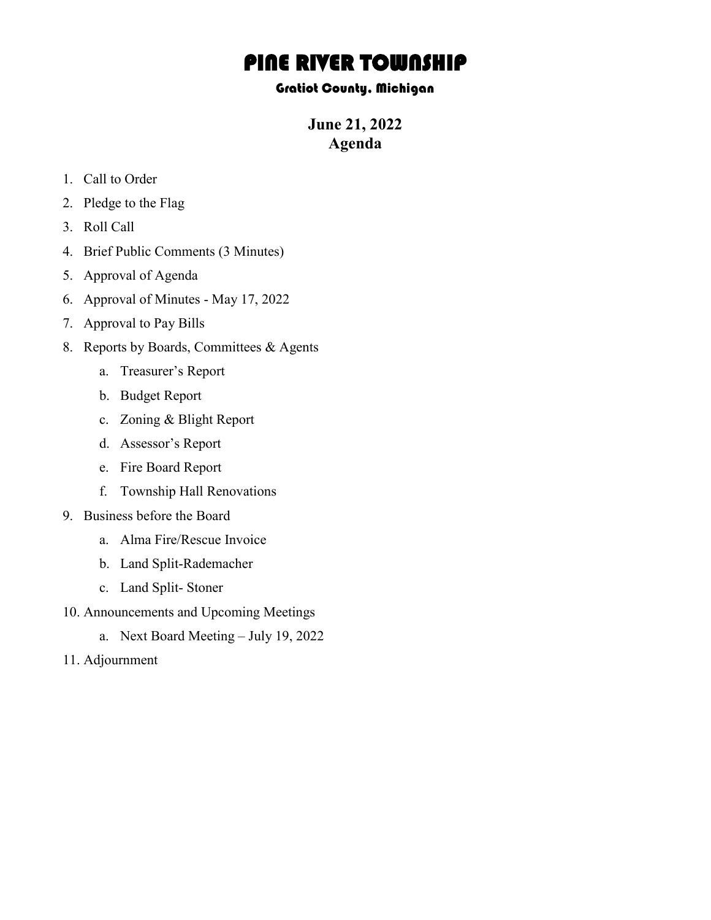# PINE RIVER TOWNSHIP

### Gratiot County, Michigan

## June 21, 2022
## Agenda

1. Call to Order
2. Pledge to the Flag
3. Roll Call
4. Brief Public Comments (3 Minutes)
5. Approval of Agenda
6. Approval of Minutes - May 17, 2022
7. Approval to Pay Bills
8. Reports by Boards, Committees & Agents
    a. Treasurer's Report
    b. Budget Report
    c. Zoning & Blight Report
    d. Assessor's Report
    e. Fire Board Report
    f. Township Hall Renovations
9. Business before the Board
    a. Alma Fire/Rescue Invoice
    b. Land Split-Rademacher
    c. Land Split- Stoner
10. Announcements and Upcoming Meetings
    a. Next Board Meeting – July 19, 2022
11. Adjournment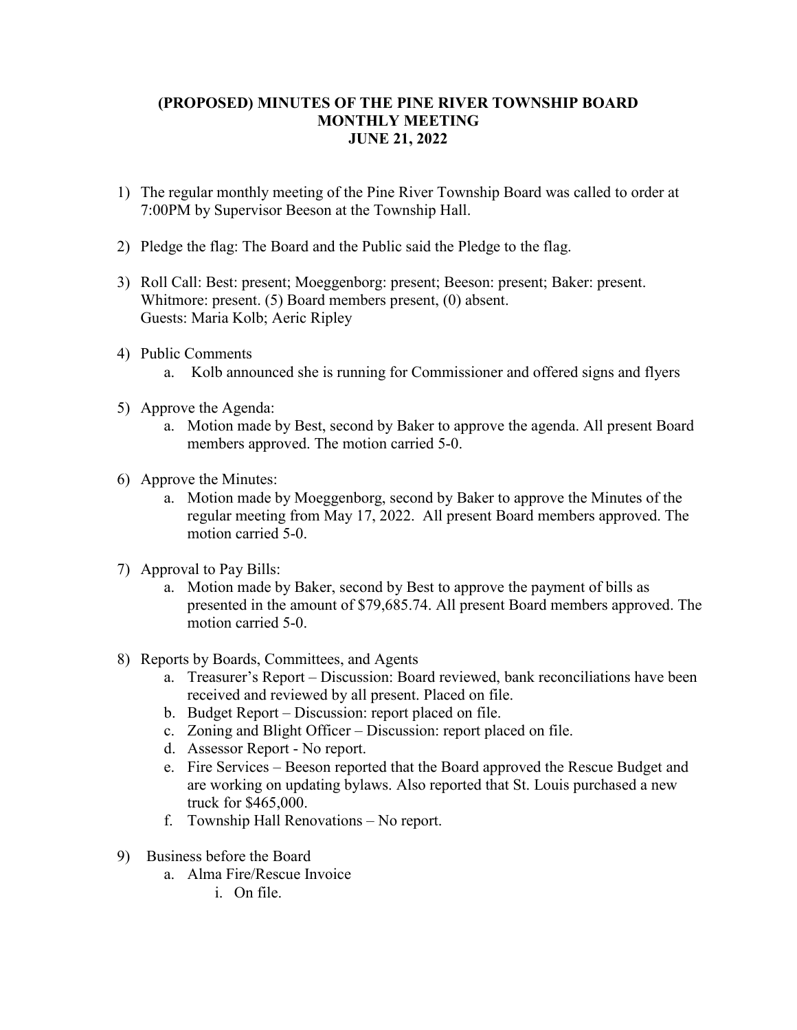**(PROPOSED) MINUTES OF THE PINE RIVER TOWNSHIP BOARD MONTHLY MEETING JUNE 21, 2022**

1) The regular monthly meeting of the Pine River Township Board was called to order at 7:00PM by Supervisor Beeson at the Township Hall.

2) Pledge the flag: The Board and the Public said the Pledge to the flag.

3) Roll Call: Best: present; Moeggenborg: present; Beeson: present; Baker: present. Whitmore: present. (5) Board members present, (0) absent.
   Guests: Maria Kolb; Aeric Ripley

4) Public Comments
   a. Kolb announced she is running for Commissioner and offered signs and flyers

5) Approve the Agenda:
   a. Motion made by Best, second by Baker to approve the agenda. All present Board members approved. The motion carried 5-0.

6) Approve the Minutes:
   a. Motion made by Moeggenborg, second by Baker to approve the Minutes of the regular meeting from May 17, 2022. All present Board members approved. The motion carried 5-0.

7) Approval to Pay Bills:
   a. Motion made by Baker, second by Best to approve the payment of bills as presented in the amount of $79,685.74. All present Board members approved. The motion carried 5-0.

8) Reports by Boards, Committees, and Agents
   a. Treasurer's Report – Discussion: Board reviewed, bank reconciliations have been received and reviewed by all present. Placed on file.
   b. Budget Report – Discussion: report placed on file.
   c. Zoning and Blight Officer – Discussion: report placed on file.
   d. Assessor Report - No report.
   e. Fire Services – Beeson reported that the Board approved the Rescue Budget and are working on updating bylaws. Also reported that St. Louis purchased a new truck for $465,000.
   f. Township Hall Renovations – No report.

9) Business before the Board
   a. Alma Fire/Rescue Invoice
      i. On file.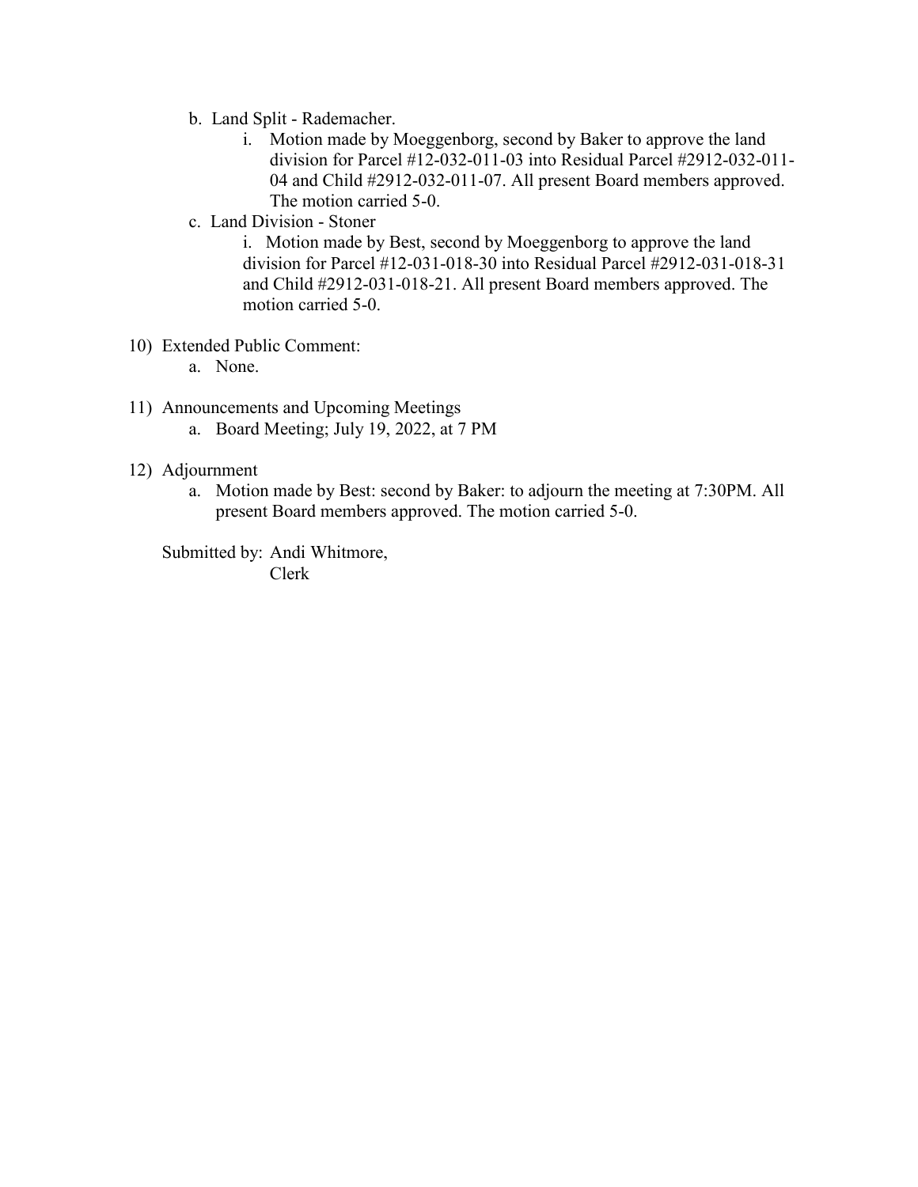b. Land Split - Rademacher.

   i. Motion made by Moeggenborg, second by Baker to approve the land division for Parcel #12-032-011-03 into Residual Parcel #2912-032-011-04 and Child #2912-032-011-07. All present Board members approved. The motion carried 5-0.

c. Land Division - Stoner

   i. Motion made by Best, second by Moeggenborg to approve the land division for Parcel #12-031-018-30 into Residual Parcel #2912-031-018-31 and Child #2912-031-018-21. All present Board members approved. The motion carried 5-0.

10) Extended Public Comment:

   a. None.

11) Announcements and Upcoming Meetings

   a. Board Meeting; July 19, 2022, at 7 PM

12) Adjournment

   a. Motion made by Best: second by Baker: to adjourn the meeting at 7:30PM. All present Board members approved. The motion carried 5-0.

Submitted by: Andi Whitmore,
Clerk